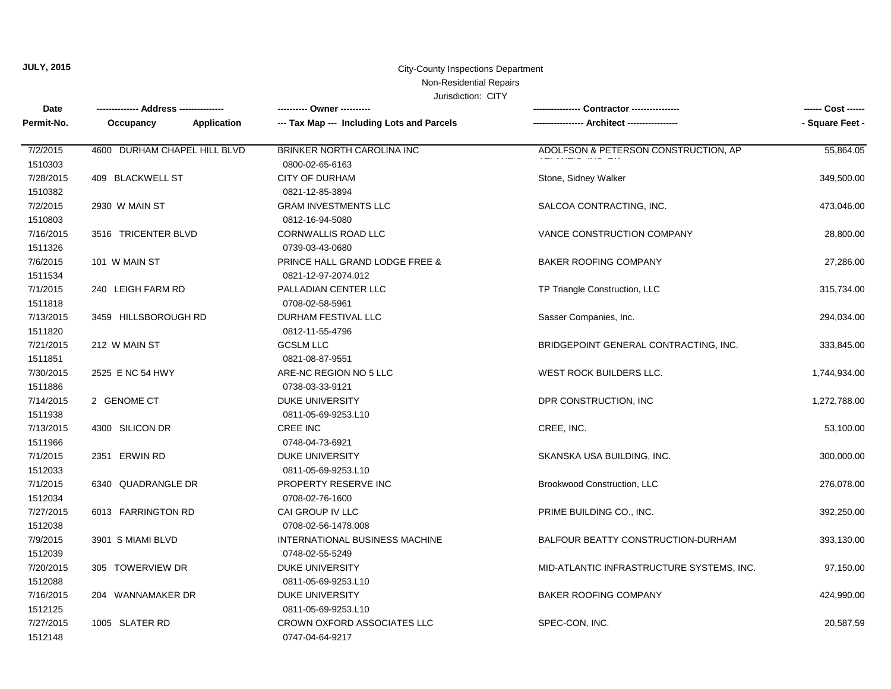**JULY, 2015**

City-County Inspections Department
Non-Residential Repairs
Jurisdiction: CITY

| Date / Permit-No. | Address / Occupancy / Application | Owner / Tax Map --- Including Lots and Parcels | Contractor / Architect | Cost / Square Feet |
|---|---|---|---|---|
| 7/2/2015<br>1510303 | 4600 DURHAM CHAPEL HILL BLVD | BRINKER NORTH CAROLINA INC<br>0800-02-65-6163 | ADOLFSON & PETERSON CONSTRUCTION, AP ATLANTIC, INC. T/A | 55,864.05 |
| 7/28/2015<br>1510382 | 409 BLACKWELL ST | CITY OF DURHAM<br>0821-12-85-3894 | Stone, Sidney Walker | 349,500.00 |
| 7/2/2015<br>1510803 | 2930 W MAIN ST | GRAM INVESTMENTS LLC<br>0812-16-94-5080 | SALCOA CONTRACTING, INC. | 473,046.00 |
| 7/16/2015<br>1511326 | 3516 TRICENTER BLVD | CORNWALLIS ROAD LLC<br>0739-03-43-0680 | VANCE CONSTRUCTION COMPANY | 28,800.00 |
| 7/6/2015<br>1511534 | 101 W MAIN ST | PRINCE HALL GRAND LODGE FREE &<br>0821-12-97-2074.012 | BAKER ROOFING COMPANY | 27,286.00 |
| 7/1/2015<br>1511818 | 240 LEIGH FARM RD | PALLADIAN CENTER LLC<br>0708-02-58-5961 | TP Triangle Construction, LLC | 315,734.00 |
| 7/13/2015<br>1511820 | 3459 HILLSBOROUGH RD | DURHAM FESTIVAL LLC<br>0812-11-55-4796 | Sasser Companies, Inc. | 294,034.00 |
| 7/21/2015<br>1511851 | 212 W MAIN ST | GCSLM LLC<br>0821-08-87-9551 | BRIDGEPOINT GENERAL CONTRACTING, INC. | 333,845.00 |
| 7/30/2015<br>1511886 | 2525 E NC 54 HWY | ARE-NC REGION NO 5 LLC<br>0738-03-33-9121 | WEST ROCK BUILDERS LLC. | 1,744,934.00 |
| 7/14/2015<br>1511938 | 2 GENOME CT | DUKE UNIVERSITY<br>0811-05-69-9253.L10 | DPR CONSTRUCTION, INC | 1,272,788.00 |
| 7/13/2015<br>1511966 | 4300 SILICON DR | CREE INC<br>0748-04-73-6921 | CREE, INC. | 53,100.00 |
| 7/1/2015<br>1512033 | 2351 ERWIN RD | DUKE UNIVERSITY<br>0811-05-69-9253.L10 | SKANSKA USA BUILDING, INC. | 300,000.00 |
| 7/1/2015<br>1512034 | 6340 QUADRANGLE DR | PROPERTY RESERVE INC<br>0708-02-76-1600 | Brookwood Construction, LLC | 276,078.00 |
| 7/27/2015<br>1512038 | 6013 FARRINGTON RD | CAI GROUP IV LLC<br>0708-02-56-1478.008 | PRIME BUILDING CO., INC. | 392,250.00 |
| 7/9/2015<br>1512039 | 3901 S MIAMI BLVD | INTERNATIONAL BUSINESS MACHINE<br>0748-02-55-5249 | BALFOUR BEATTY CONSTRUCTION-DURHAM BRANCH | 393,130.00 |
| 7/20/2015<br>1512088 | 305 TOWERVIEW DR | DUKE UNIVERSITY<br>0811-05-69-9253.L10 | MID-ATLANTIC INFRASTRUCTURE SYSTEMS, INC. | 97,150.00 |
| 7/16/2015<br>1512125 | 204 WANNAMAKER DR | DUKE UNIVERSITY<br>0811-05-69-9253.L10 | BAKER ROOFING COMPANY | 424,990.00 |
| 7/27/2015<br>1512148 | 1005 SLATER RD | CROWN OXFORD ASSOCIATES LLC<br>0747-04-64-9217 | SPEC-CON, INC. | 20,587.59 |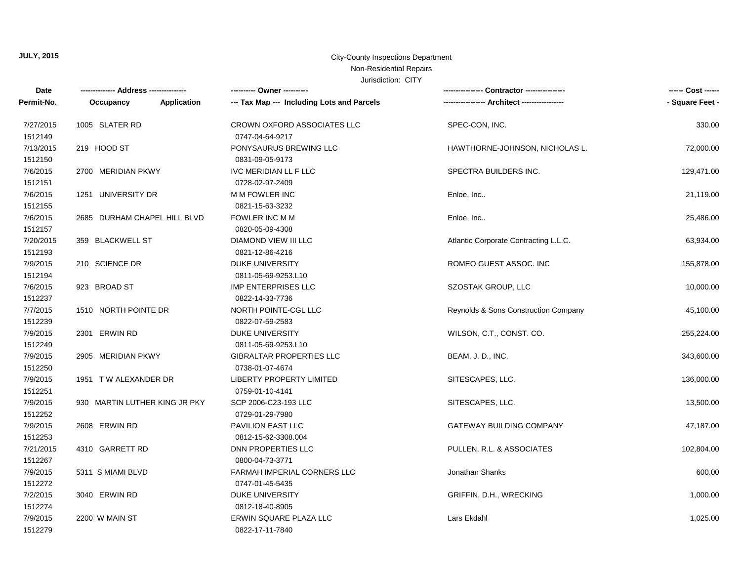**JULY, 2015**

City-County Inspections Department
Non-Residential Repairs
Jurisdiction: CITY

| Date / Permit-No. | Address / Occupancy / Application | Owner / Tax Map --- Including Lots and Parcels | Contractor / Architect | Cost / Square Feet |
|---|---|---|---|---|
| 7/27/2015<br>1512149 | 1005 SLATER RD | CROWN OXFORD ASSOCIATES LLC<br>0747-04-64-9217 | SPEC-CON, INC. | 330.00 |
| 7/13/2015<br>1512150 | 219 HOOD ST | PONYSAURUS BREWING LLC<br>0831-09-05-9173 | HAWTHORNE-JOHNSON, NICHOLAS L. | 72,000.00 |
| 7/6/2015<br>1512151 | 2700 MERIDIAN PKWY | IVC MERIDIAN LL F LLC<br>0728-02-97-2409 | SPECTRA BUILDERS INC. | 129,471.00 |
| 7/6/2015<br>1512155 | 1251 UNIVERSITY DR | M M FOWLER INC<br>0821-15-63-3232 | Enloe, Inc.. | 21,119.00 |
| 7/6/2015<br>1512157 | 2685 DURHAM CHAPEL HILL BLVD | FOWLER INC M M<br>0820-05-09-4308 | Enloe, Inc.. | 25,486.00 |
| 7/20/2015<br>1512193 | 359 BLACKWELL ST | DIAMOND VIEW III LLC<br>0821-12-86-4216 | Atlantic Corporate Contracting L.L.C. | 63,934.00 |
| 7/9/2015<br>1512194 | 210 SCIENCE DR | DUKE UNIVERSITY<br>0811-05-69-9253.L10 | ROMEO GUEST ASSOC. INC | 155,878.00 |
| 7/6/2015<br>1512237 | 923 BROAD ST | IMP ENTERPRISES LLC<br>0822-14-33-7736 | SZOSTAK GROUP, LLC | 10,000.00 |
| 7/7/2015<br>1512239 | 1510 NORTH POINTE DR | NORTH POINTE-CGL LLC<br>0822-07-59-2583 | Reynolds & Sons Construction Company | 45,100.00 |
| 7/9/2015<br>1512249 | 2301 ERWIN RD | DUKE UNIVERSITY<br>0811-05-69-9253.L10 | WILSON, C.T., CONST. CO. | 255,224.00 |
| 7/9/2015<br>1512250 | 2905 MERIDIAN PKWY | GIBRALTAR PROPERTIES LLC<br>0738-01-07-4674 | BEAM, J. D., INC. | 343,600.00 |
| 7/9/2015<br>1512251 | 1951 T W ALEXANDER DR | LIBERTY PROPERTY LIMITED<br>0759-01-10-4141 | SITESCAPES, LLC. | 136,000.00 |
| 7/9/2015<br>1512252 | 930 MARTIN LUTHER KING JR PKY | SCP 2006-C23-193 LLC<br>0729-01-29-7980 | SITESCAPES, LLC. | 13,500.00 |
| 7/9/2015<br>1512253 | 2608 ERWIN RD | PAVILION EAST LLC<br>0812-15-62-3308.004 | GATEWAY BUILDING COMPANY | 47,187.00 |
| 7/21/2015<br>1512267 | 4310 GARRETT RD | DNN PROPERTIES LLC<br>0800-04-73-3771 | PULLEN, R.L. & ASSOCIATES | 102,804.00 |
| 7/9/2015<br>1512272 | 5311 S MIAMI BLVD | FARMAH IMPERIAL CORNERS LLC<br>0747-01-45-5435 | Jonathan Shanks | 600.00 |
| 7/2/2015<br>1512274 | 3040 ERWIN RD | DUKE UNIVERSITY<br>0812-18-40-8905 | GRIFFIN, D.H., WRECKING | 1,000.00 |
| 7/9/2015<br>1512279 | 2200 W MAIN ST | ERWIN SQUARE PLAZA LLC<br>0822-17-11-7840 | Lars Ekdahl | 1,025.00 |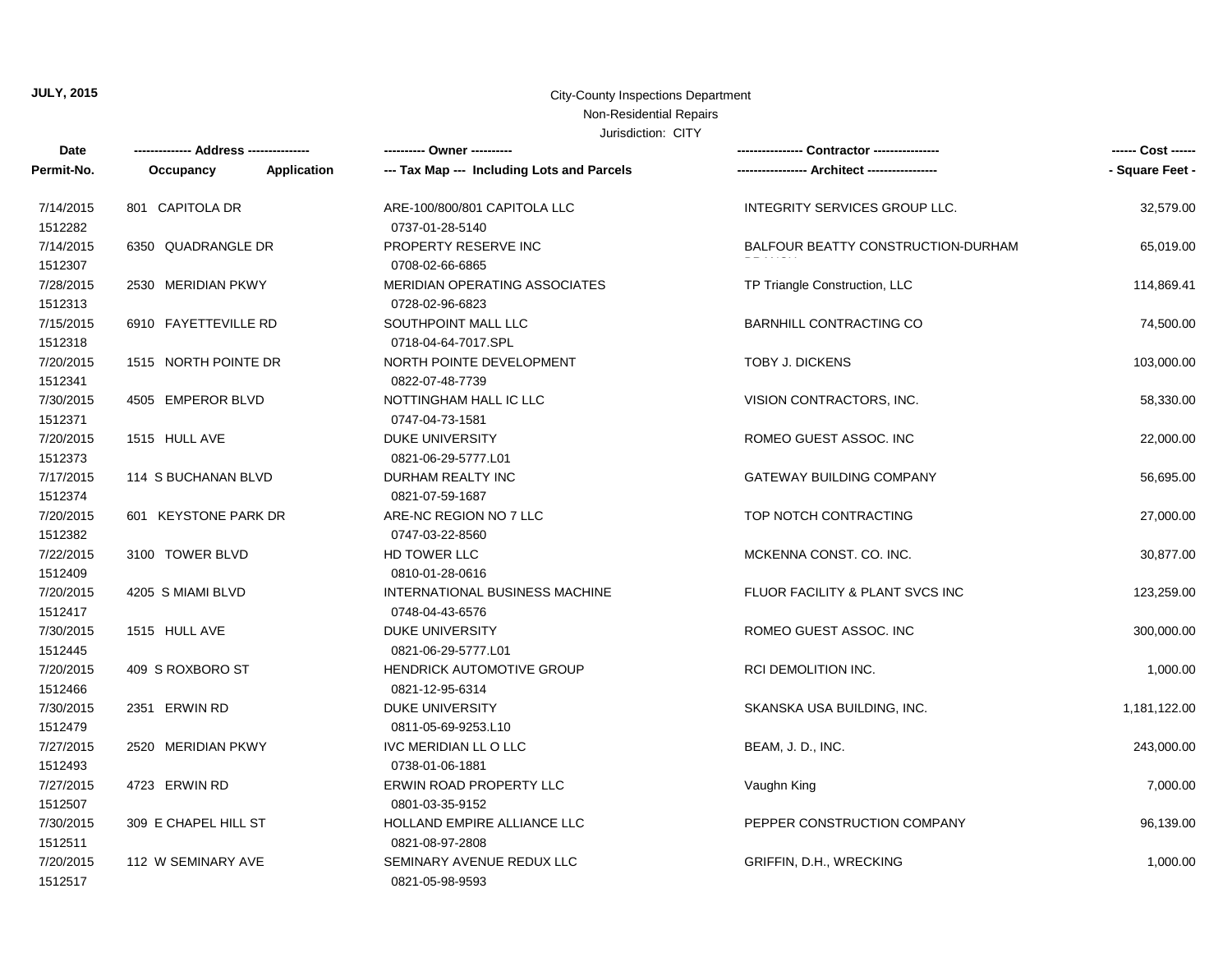**JULY, 2015**

City-County Inspections Department
Non-Residential Repairs
Jurisdiction: CITY

| Date<br>Permit-No. | Address<br>Occupancy / Application | Owner<br>Tax Map --- Including Lots and Parcels | Contractor<br>Architect | Cost<br>Square Feet |
|---|---|---|---|---|
| 7/14/2015<br>1512282 | 801 CAPITOLA DR | ARE-100/800/801 CAPITOLA LLC<br>0737-01-28-5140 | INTEGRITY SERVICES GROUP LLC. | 32,579.00 |
| 7/14/2015<br>1512307 | 6350 QUADRANGLE DR | PROPERTY RESERVE INC<br>0708-02-66-6865 | BALFOUR BEATTY CONSTRUCTION-DURHAM | 65,019.00 |
| 7/28/2015<br>1512313 | 2530 MERIDIAN PKWY | MERIDIAN OPERATING ASSOCIATES<br>0728-02-96-6823 | TP Triangle Construction, LLC | 114,869.41 |
| 7/15/2015<br>1512318 | 6910 FAYETTEVILLE RD | SOUTHPOINT MALL LLC<br>0718-04-64-7017.SPL | BARNHILL CONTRACTING CO | 74,500.00 |
| 7/20/2015<br>1512341 | 1515 NORTH POINTE DR | NORTH POINTE DEVELOPMENT<br>0822-07-48-7739 | TOBY J. DICKENS | 103,000.00 |
| 7/30/2015<br>1512371 | 4505 EMPEROR BLVD | NOTTINGHAM HALL IC LLC<br>0747-04-73-1581 | VISION CONTRACTORS, INC. | 58,330.00 |
| 7/20/2015<br>1512373 | 1515 HULL AVE | DUKE UNIVERSITY<br>0821-06-29-5777.L01 | ROMEO GUEST ASSOC. INC | 22,000.00 |
| 7/17/2015<br>1512374 | 114 S BUCHANAN BLVD | DURHAM REALTY INC<br>0821-07-59-1687 | GATEWAY BUILDING COMPANY | 56,695.00 |
| 7/20/2015<br>1512382 | 601 KEYSTONE PARK DR | ARE-NC REGION NO 7 LLC<br>0747-03-22-8560 | TOP NOTCH CONTRACTING | 27,000.00 |
| 7/22/2015<br>1512409 | 3100 TOWER BLVD | HD TOWER LLC<br>0810-01-28-0616 | MCKENNA CONST. CO. INC. | 30,877.00 |
| 7/20/2015<br>1512417 | 4205 S MIAMI BLVD | INTERNATIONAL BUSINESS MACHINE<br>0748-04-43-6576 | FLUOR FACILITY & PLANT SVCS INC | 123,259.00 |
| 7/30/2015<br>1512445 | 1515 HULL AVE | DUKE UNIVERSITY<br>0821-06-29-5777.L01 | ROMEO GUEST ASSOC. INC | 300,000.00 |
| 7/20/2015<br>1512466 | 409 S ROXBORO ST | HENDRICK AUTOMOTIVE GROUP<br>0821-12-95-6314 | RCI DEMOLITION INC. | 1,000.00 |
| 7/30/2015<br>1512479 | 2351 ERWIN RD | DUKE UNIVERSITY<br>0811-05-69-9253.L10 | SKANSKA USA BUILDING, INC. | 1,181,122.00 |
| 7/27/2015<br>1512493 | 2520 MERIDIAN PKWY | IVC MERIDIAN LL O LLC<br>0738-01-06-1881 | BEAM, J. D., INC. | 243,000.00 |
| 7/27/2015<br>1512507 | 4723 ERWIN RD | ERWIN ROAD PROPERTY LLC<br>0801-03-35-9152 | Vaughn King | 7,000.00 |
| 7/30/2015<br>1512511 | 309 E CHAPEL HILL ST | HOLLAND EMPIRE ALLIANCE LLC<br>0821-08-97-2808 | PEPPER CONSTRUCTION COMPANY | 96,139.00 |
| 7/20/2015<br>1512517 | 112 W SEMINARY AVE | SEMINARY AVENUE REDUX LLC<br>0821-05-98-9593 | GRIFFIN, D.H., WRECKING | 1,000.00 |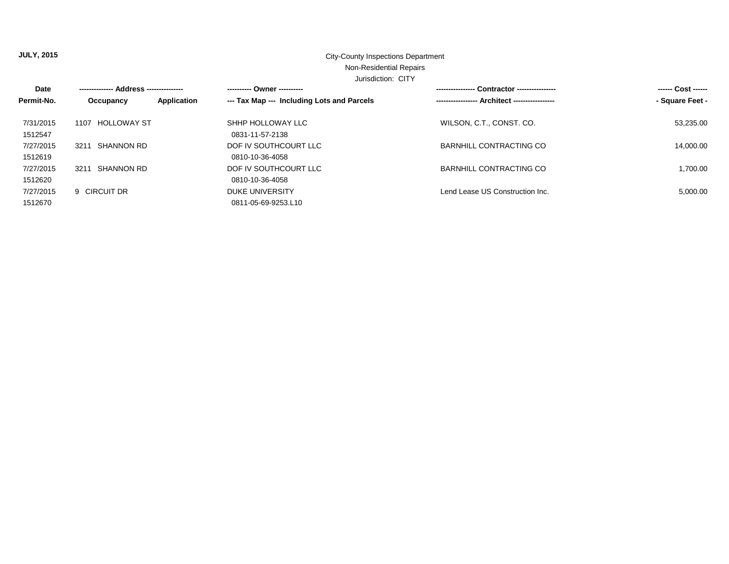**JULY, 2015**

City-County Inspections Department
Non-Residential Repairs
Jurisdiction: CITY

| Date<br>Permit-No. | -------------- Address ---------------<br>Occupancy | <br>Application | ---------- Owner ----------<br>--- Tax Map --- Including Lots and Parcels | ---------------- Contractor ----------------<br>----------------- Architect ----------------- | ------ Cost ------<br>- Square Feet - |
|---|---|---|---|---|---|
| 7/31/2015<br>1512547 | 1107 HOLLOWAY ST | | SHHP HOLLOWAY LLC<br>0831-11-57-2138 | WILSON, C.T., CONST. CO. | 53,235.00 |
| 7/27/2015<br>1512619 | 3211 SHANNON RD | | DOF IV SOUTHCOURT LLC<br>0810-10-36-4058 | BARNHILL CONTRACTING CO | 14,000.00 |
| 7/27/2015<br>1512620 | 3211 SHANNON RD | | DOF IV SOUTHCOURT LLC<br>0810-10-36-4058 | BARNHILL CONTRACTING CO | 1,700.00 |
| 7/27/2015<br>1512670 | 9 CIRCUIT DR | | DUKE UNIVERSITY<br>0811-05-69-9253.L10 | Lend Lease US Construction Inc. | 5,000.00 |